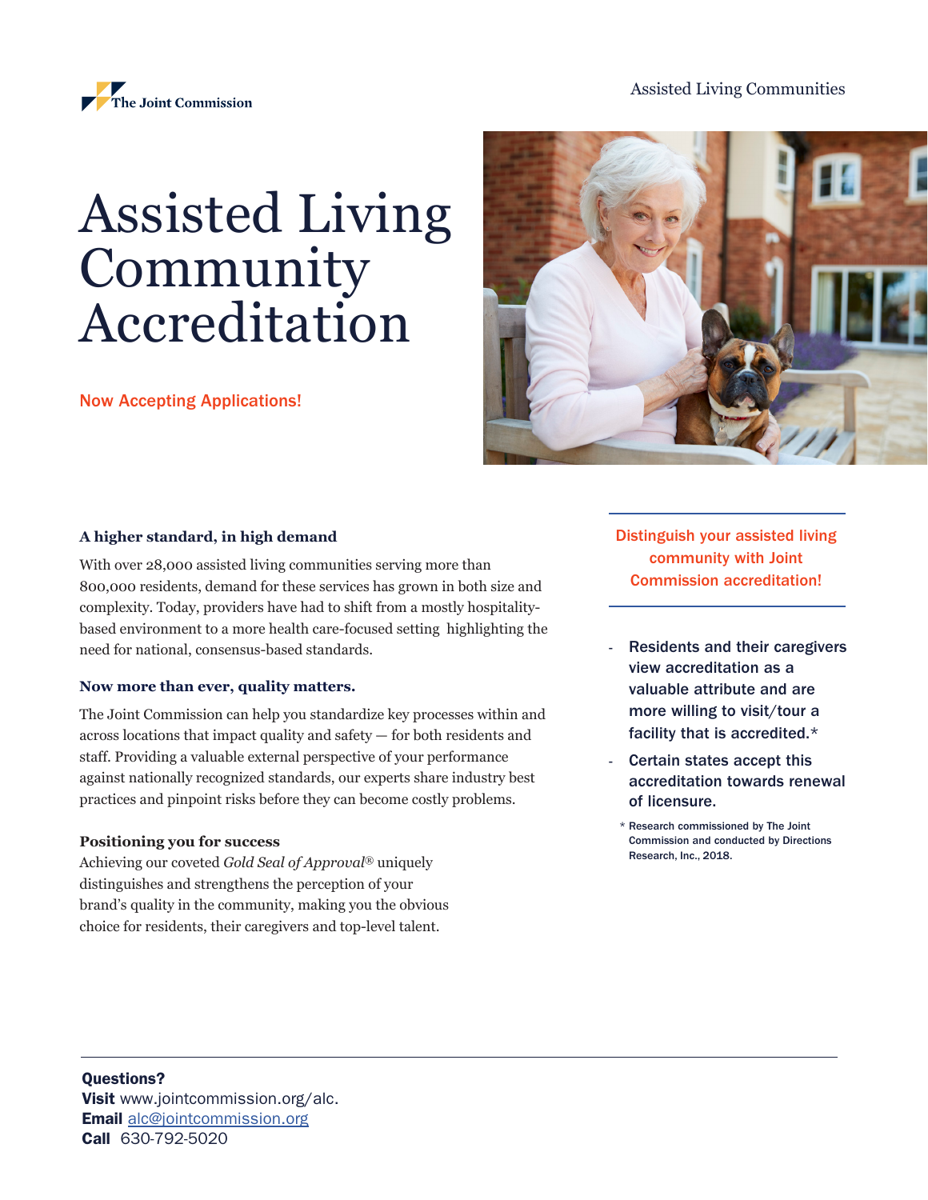The Joint Commission

Assisted Living Communities

# Assisted Living Community Accreditation

Now Accepting Applications!

### A higher standard, in high demand

With over 28,000 assisted living communities serving more than 800,000 residents, demand for these services has grown in both size and complexity. Today, providers have had to shift from a mostly hospitality-based environment to a more health care-focused setting highlighting the need for national, consensus-based standards.

### Now more than ever, quality matters.

The Joint Commission can help you standardize key processes within and across locations that impact quality and safety — for both residents and staff. Providing a valuable external perspective of your performance against nationally recognized standards, our experts share industry best practices and pinpoint risks before they can become costly problems.

### Positioning you for success

Achieving our coveted *Gold Seal of Approval®* uniquely distinguishes and strengthens the perception of your brand's quality in the community, making you the obvious choice for residents, their caregivers and top-level talent.

Distinguish your assisted living community with Joint Commission accreditation!

- **Residents and their caregivers view accreditation as a valuable attribute and are more willing to visit/tour a facility that is accredited.***
- **Certain states accept this accreditation towards renewal of licensure.**

\* Research commissioned by The Joint Commission and conducted by Directions Research, Inc., 2018.

**Questions?**
**Visit** www.jointcommission.org/alc.
**Email** alc@jointcommission.org
**Call** 630-792-5020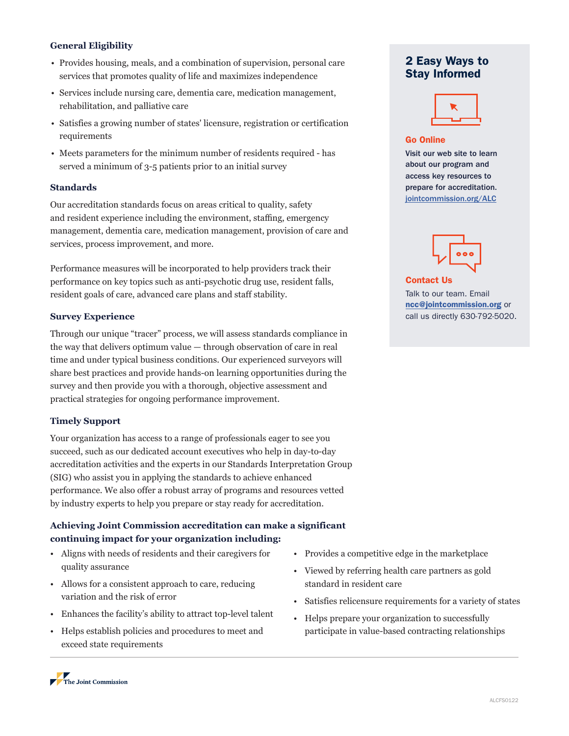### General Eligibility

- Provides housing, meals, and a combination of supervision, personal care services that promotes quality of life and maximizes independence
- Services include nursing care, dementia care, medication management, rehabilitation, and palliative care
- Satisfies a growing number of states' licensure, registration or certification requirements
- Meets parameters for the minimum number of residents required - has served a minimum of 3-5 patients prior to an initial survey

### Standards

Our accreditation standards focus on areas critical to quality, safety and resident experience including the environment, staffing, emergency management, dementia care, medication management, provision of care and services, process improvement, and more.

Performance measures will be incorporated to help providers track their performance on key topics such as anti-psychotic drug use, resident falls, resident goals of care, advanced care plans and staff stability.

### Survey Experience

Through our unique "tracer" process, we will assess standards compliance in the way that delivers optimum value — through observation of care in real time and under typical business conditions. Our experienced surveyors will share best practices and provide hands-on learning opportunities during the survey and then provide you with a thorough, objective assessment and practical strategies for ongoing performance improvement.

### Timely Support

Your organization has access to a range of professionals eager to see you succeed, such as our dedicated account executives who help in day-to-day accreditation activities and the experts in our Standards Interpretation Group (SIG) who assist you in applying the standards to achieve enhanced performance. We also offer a robust array of programs and resources vetted by industry experts to help you prepare or stay ready for accreditation.

### Achieving Joint Commission accreditation can make a significant continuing impact for your organization including:

- Aligns with needs of residents and their caregivers for quality assurance
- Allows for a consistent approach to care, reducing variation and the risk of error
- Enhances the facility's ability to attract top-level talent
- Helps establish policies and procedures to meet and exceed state requirements
- Provides a competitive edge in the marketplace
- Viewed by referring health care partners as gold standard in resident care
- Satisfies relicensure requirements for a variety of states
- Helps prepare your organization to successfully participate in value-based contracting relationships

## 2 Easy Ways to Stay Informed

**Go Online**

Visit our web site to learn about our program and access key resources to prepare for accreditation. jointcommission.org/ALC

**Contact Us**

Talk to our team. Email **ncc@jointcommission.org** or call us directly 630-792-5020.

The Joint Commission

ALCFS0122